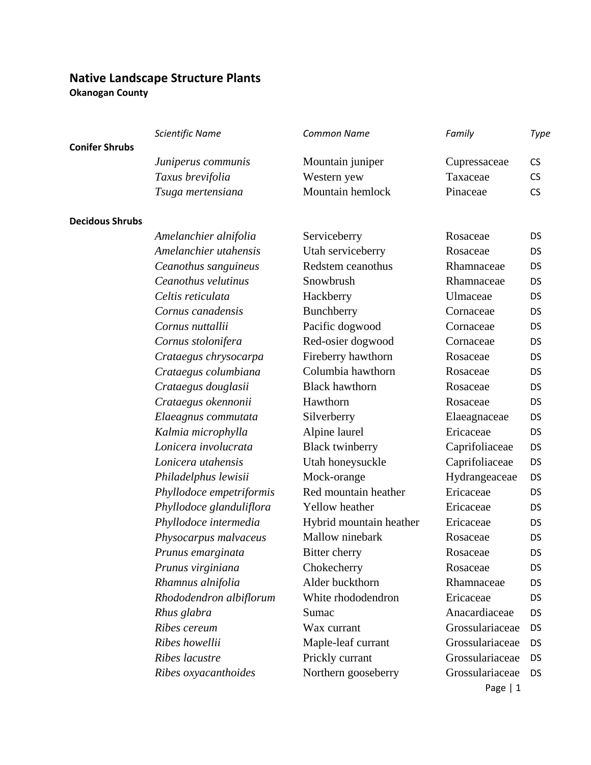# Native Landscape Structure Plants

**Okanogan County**

| | *Scientific Name* | *Common Name* | *Family* | *Type* |
|---|---|---|---|---|
| **Conifer Shrubs** | | | | |
| | *Juniperus communis* | Mountain juniper | Cupressaceae | CS |
| | *Taxus brevifolia* | Western yew | Taxaceae | CS |
| | *Tsuga mertensiana* | Mountain hemlock | Pinaceae | CS |
| **Decidous Shrubs** | | | | |
| | *Amelanchier alnifolia* | Serviceberry | Rosaceae | DS |
| | *Amelanchier utahensis* | Utah serviceberry | Rosaceae | DS |
| | *Ceanothus sanguineus* | Redstem ceanothus | Rhamnaceae | DS |
| | *Ceanothus velutinus* | Snowbrush | Rhamnaceae | DS |
| | *Celtis reticulata* | Hackberry | Ulmaceae | DS |
| | *Cornus canadensis* | Bunchberry | Cornaceae | DS |
| | *Cornus nuttallii* | Pacific dogwood | Cornaceae | DS |
| | *Cornus stolonifera* | Red-osier dogwood | Cornaceae | DS |
| | *Crataegus chrysocarpa* | Fireberry hawthorn | Rosaceae | DS |
| | *Crataegus columbiana* | Columbia hawthorn | Rosaceae | DS |
| | *Crataegus douglasii* | Black hawthorn | Rosaceae | DS |
| | *Crataegus okennonii* | Hawthorn | Rosaceae | DS |
| | *Elaeagnus commutata* | Silverberry | Elaeagnaceae | DS |
| | *Kalmia microphylla* | Alpine laurel | Ericaceae | DS |
| | *Lonicera involucrata* | Black twinberry | Caprifoliaceae | DS |
| | *Lonicera utahensis* | Utah honeysuckle | Caprifoliaceae | DS |
| | *Philadelphus lewisii* | Mock-orange | Hydrangeaceae | DS |
| | *Phyllodoce empetriformis* | Red mountain heather | Ericaceae | DS |
| | *Phyllodoce glanduliflora* | Yellow heather | Ericaceae | DS |
| | *Phyllodoce intermedia* | Hybrid mountain heather | Ericaceae | DS |
| | *Physocarpus malvaceus* | Mallow ninebark | Rosaceae | DS |
| | *Prunus emarginata* | Bitter cherry | Rosaceae | DS |
| | *Prunus virginiana* | Chokecherry | Rosaceae | DS |
| | *Rhamnus alnifolia* | Alder buckthorn | Rhamnaceae | DS |
| | *Rhododendron albiflorum* | White rhododendron | Ericaceae | DS |
| | *Rhus glabra* | Sumac | Anacardiaceae | DS |
| | *Ribes cereum* | Wax currant | Grossulariaceae | DS |
| | *Ribes howellii* | Maple-leaf currant | Grossulariaceae | DS |
| | *Ribes lacustre* | Prickly currant | Grossulariaceae | DS |
| | *Ribes oxyacanthoides* | Northern gooseberry | Grossulariaceae | DS |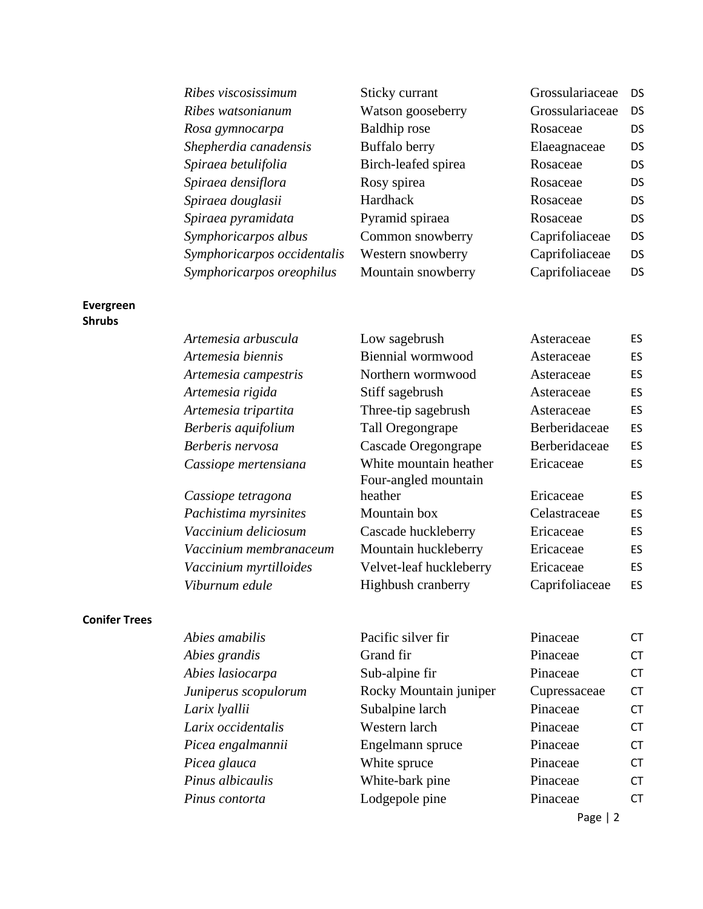| | | | |
|---|---|---|---|
| *Ribes viscosissimum* | Sticky currant | Grossulariaceae | DS |
| *Ribes watsonianum* | Watson gooseberry | Grossulariaceae | DS |
| *Rosa gymnocarpa* | Baldhip rose | Rosaceae | DS |
| *Shepherdia canadensis* | Buffalo berry | Elaeagnaceae | DS |
| *Spiraea betulifolia* | Birch-leafed spirea | Rosaceae | DS |
| *Spiraea densiflora* | Rosy spirea | Rosaceae | DS |
| *Spiraea douglasii* | Hardhack | Rosaceae | DS |
| *Spiraea pyramidata* | Pyramid spiraea | Rosaceae | DS |
| *Symphoricarpos albus* | Common snowberry | Caprifoliaceae | DS |
| *Symphoricarpos occidentalis* | Western snowberry | Caprifoliaceae | DS |
| *Symphoricarpos oreophilus* | Mountain snowberry | Caprifoliaceae | DS |

**Evergreen Shrubs**

| | | | |
|---|---|---|---|
| *Artemesia arbuscula* | Low sagebrush | Asteraceae | ES |
| *Artemesia biennis* | Biennial wormwood | Asteraceae | ES |
| *Artemesia campestris* | Northern wormwood | Asteraceae | ES |
| *Artemesia rigida* | Stiff sagebrush | Asteraceae | ES |
| *Artemesia tripartita* | Three-tip sagebrush | Asteraceae | ES |
| *Berberis aquifolium* | Tall Oregongrape | Berberidaceae | ES |
| *Berberis nervosa* | Cascade Oregongrape | Berberidaceae | ES |
| *Cassiope mertensiana* | White mountain heather | Ericaceae | ES |
| *Cassiope tetragona* | Four-angled mountain heather | Ericaceae | ES |
| *Pachistima myrsinites* | Mountain box | Celastraceae | ES |
| *Vaccinium deliciosum* | Cascade huckleberry | Ericaceae | ES |
| *Vaccinium membranaceum* | Mountain huckleberry | Ericaceae | ES |
| *Vaccinium myrtilloides* | Velvet-leaf huckleberry | Ericaceae | ES |
| *Viburnum edule* | Highbush cranberry | Caprifoliaceae | ES |

**Conifer Trees**

| | | | |
|---|---|---|---|
| *Abies amabilis* | Pacific silver fir | Pinaceae | CT |
| *Abies grandis* | Grand fir | Pinaceae | CT |
| *Abies lasiocarpa* | Sub-alpine fir | Pinaceae | CT |
| *Juniperus scopulorum* | Rocky Mountain juniper | Cupressaceae | CT |
| *Larix lyallii* | Subalpine larch | Pinaceae | CT |
| *Larix occidentalis* | Western larch | Pinaceae | CT |
| *Picea engalmannii* | Engelmann spruce | Pinaceae | CT |
| *Picea glauca* | White spruce | Pinaceae | CT |
| *Pinus albicaulis* | White-bark pine | Pinaceae | CT |
| *Pinus contorta* | Lodgepole pine | Pinaceae | CT |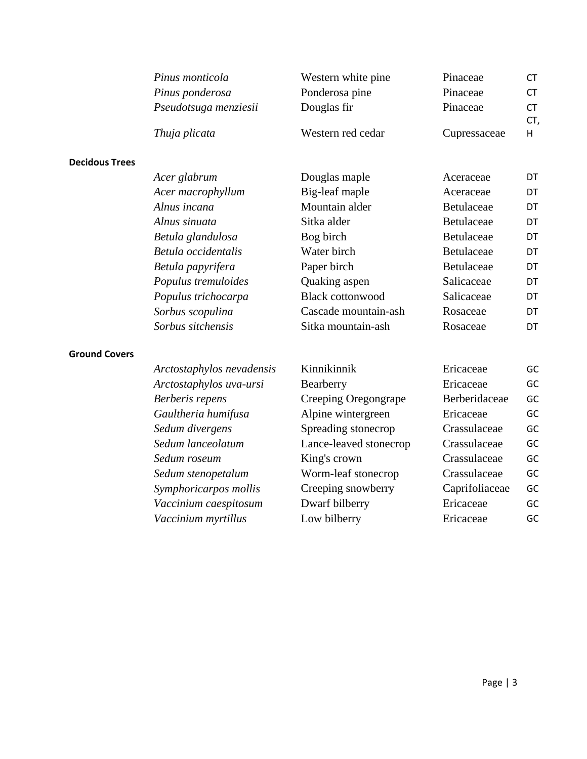| | | | |
|---|---|---|---|
| *Pinus monticola* | Western white pine | Pinaceae | CT |
| *Pinus ponderosa* | Ponderosa pine | Pinaceae | CT |
| *Pseudotsuga menziesii* | Douglas fir | Pinaceae | CT |
| *Thuja plicata* | Western red cedar | Cupressaceae | CT, H |

**Decidous Trees**

| | | | |
|---|---|---|---|
| *Acer glabrum* | Douglas maple | Aceraceae | DT |
| *Acer macrophyllum* | Big-leaf maple | Aceraceae | DT |
| *Alnus incana* | Mountain alder | Betulaceae | DT |
| *Alnus sinuata* | Sitka alder | Betulaceae | DT |
| *Betula glandulosa* | Bog birch | Betulaceae | DT |
| *Betula occidentalis* | Water birch | Betulaceae | DT |
| *Betula papyrifera* | Paper birch | Betulaceae | DT |
| *Populus tremuloides* | Quaking aspen | Salicaceae | DT |
| *Populus trichocarpa* | Black cottonwood | Salicaceae | DT |
| *Sorbus scopulina* | Cascade mountain-ash | Rosaceae | DT |
| *Sorbus sitchensis* | Sitka mountain-ash | Rosaceae | DT |

**Ground Covers**

| | | | |
|---|---|---|---|
| *Arctostaphylos nevadensis* | Kinnikinnik | Ericaceae | GC |
| *Arctostaphylos uva-ursi* | Bearberry | Ericaceae | GC |
| *Berberis repens* | Creeping Oregongrape | Berberidaceae | GC |
| *Gaultheria humifusa* | Alpine wintergreen | Ericaceae | GC |
| *Sedum divergens* | Spreading stonecrop | Crassulaceae | GC |
| *Sedum lanceolatum* | Lance-leaved stonecrop | Crassulaceae | GC |
| *Sedum roseum* | King's crown | Crassulaceae | GC |
| *Sedum stenopetalum* | Worm-leaf stonecrop | Crassulaceae | GC |
| *Symphoricarpos mollis* | Creeping snowberry | Caprifoliaceae | GC |
| *Vaccinium caespitosum* | Dwarf bilberry | Ericaceae | GC |
| *Vaccinium myrtillus* | Low bilberry | Ericaceae | GC |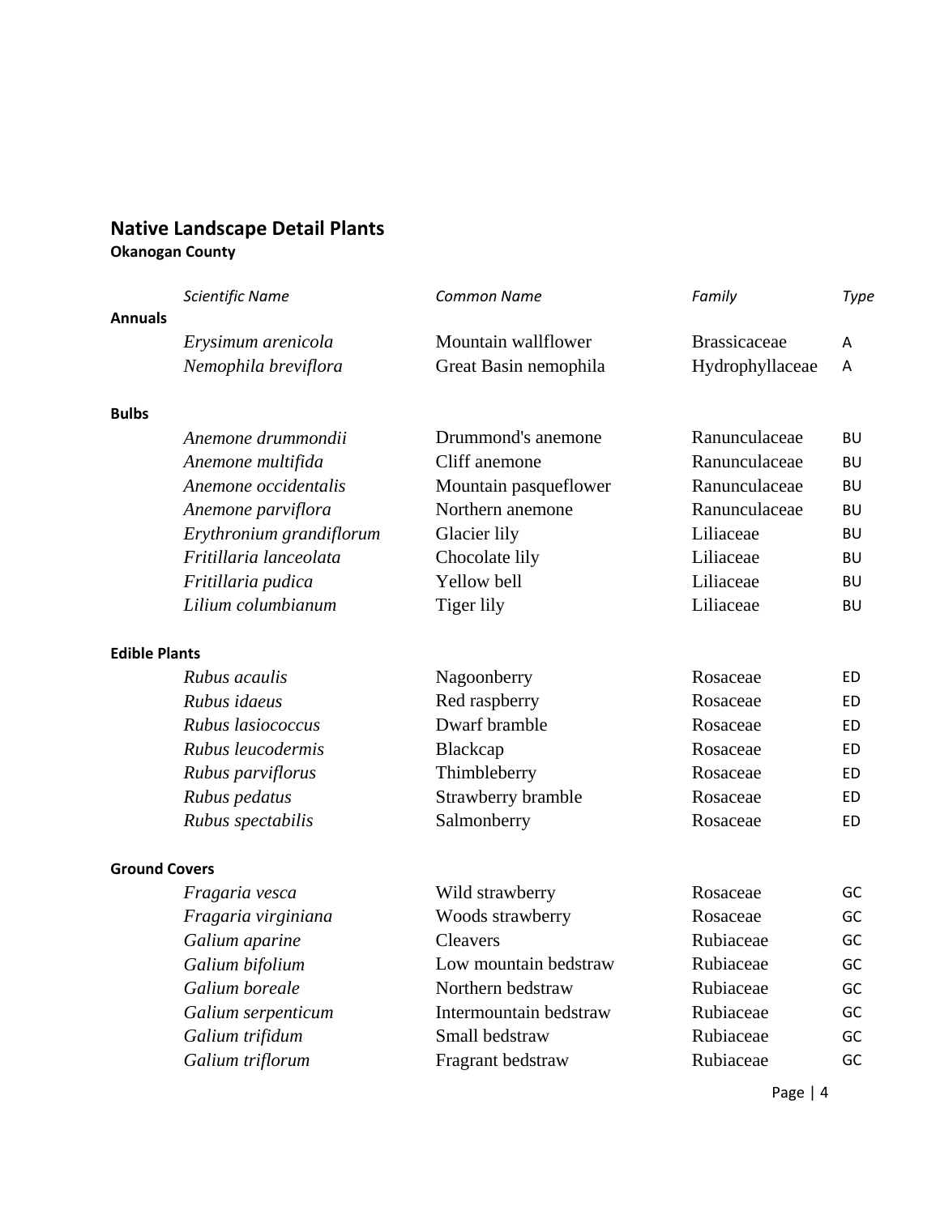## Native Landscape Detail Plants

### Okanogan County

| | *Scientific Name* | *Common Name* | *Family* | *Type* |
|---|---|---|---|---|
| **Annuals** | | | | |
| | *Erysimum arenicola* | Mountain wallflower | Brassicaceae | A |
| | *Nemophila breviflora* | Great Basin nemophila | Hydrophyllaceae | A |
| **Bulbs** | | | | |
| | *Anemone drummondii* | Drummond's anemone | Ranunculaceae | BU |
| | *Anemone multifida* | Cliff anemone | Ranunculaceae | BU |
| | *Anemone occidentalis* | Mountain pasqueflower | Ranunculaceae | BU |
| | *Anemone parviflora* | Northern anemone | Ranunculaceae | BU |
| | *Erythronium grandiflorum* | Glacier lily | Liliaceae | BU |
| | *Fritillaria lanceolata* | Chocolate lily | Liliaceae | BU |
| | *Fritillaria pudica* | Yellow bell | Liliaceae | BU |
| | *Lilium columbianum* | Tiger lily | Liliaceae | BU |
| **Edible Plants** | | | | |
| | *Rubus acaulis* | Nagoonberry | Rosaceae | ED |
| | *Rubus idaeus* | Red raspberry | Rosaceae | ED |
| | *Rubus lasiococcus* | Dwarf bramble | Rosaceae | ED |
| | *Rubus leucodermis* | Blackcap | Rosaceae | ED |
| | *Rubus parviflorus* | Thimbleberry | Rosaceae | ED |
| | *Rubus pedatus* | Strawberry bramble | Rosaceae | ED |
| | *Rubus spectabilis* | Salmonberry | Rosaceae | ED |
| **Ground Covers** | | | | |
| | *Fragaria vesca* | Wild strawberry | Rosaceae | GC |
| | *Fragaria virginiana* | Woods strawberry | Rosaceae | GC |
| | *Galium aparine* | Cleavers | Rubiaceae | GC |
| | *Galium bifolium* | Low mountain bedstraw | Rubiaceae | GC |
| | *Galium boreale* | Northern bedstraw | Rubiaceae | GC |
| | *Galium serpenticum* | Intermountain bedstraw | Rubiaceae | GC |
| | *Galium trifidum* | Small bedstraw | Rubiaceae | GC |
| | *Galium triflorum* | Fragrant bedstraw | Rubiaceae | GC |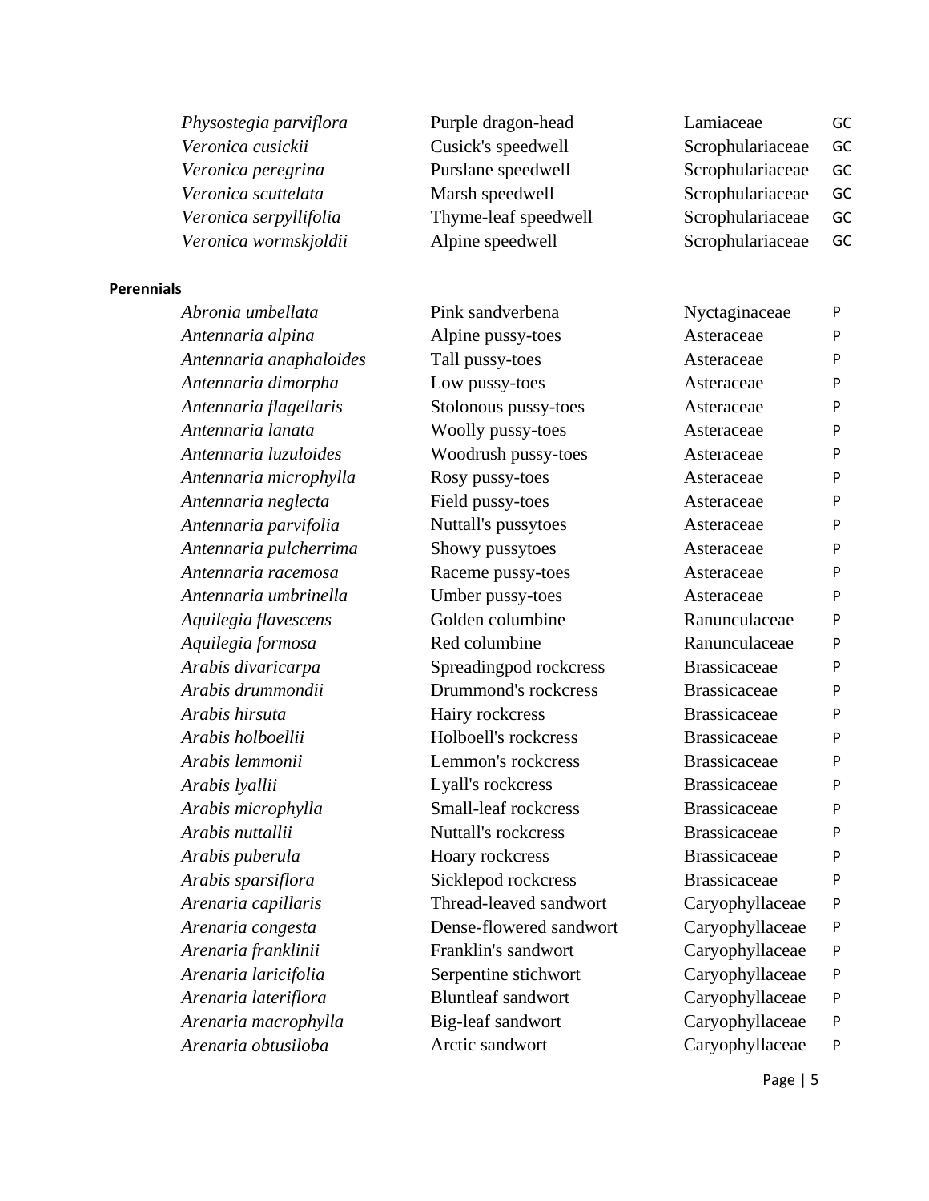| | | | |
|---|---|---|---|
| *Physostegia parviflora* | Purple dragon-head | Lamiaceae | GC |
| *Veronica cusickii* | Cusick's speedwell | Scrophulariaceae | GC |
| *Veronica peregrina* | Purslane speedwell | Scrophulariaceae | GC |
| *Veronica scuttelata* | Marsh speedwell | Scrophulariaceae | GC |
| *Veronica serpyllifolia* | Thyme-leaf speedwell | Scrophulariaceae | GC |
| *Veronica wormskjoldii* | Alpine speedwell | Scrophulariaceae | GC |

**Perennials**

| | | | |
|---|---|---|---|
| *Abronia umbellata* | Pink sandverbena | Nyctaginaceae | P |
| *Antennaria alpina* | Alpine pussy-toes | Asteraceae | P |
| *Antennaria anaphaloides* | Tall pussy-toes | Asteraceae | P |
| *Antennaria dimorpha* | Low pussy-toes | Asteraceae | P |
| *Antennaria flagellaris* | Stolonous pussy-toes | Asteraceae | P |
| *Antennaria lanata* | Woolly pussy-toes | Asteraceae | P |
| *Antennaria luzuloides* | Woodrush pussy-toes | Asteraceae | P |
| *Antennaria microphylla* | Rosy pussy-toes | Asteraceae | P |
| *Antennaria neglecta* | Field pussy-toes | Asteraceae | P |
| *Antennaria parvifolia* | Nuttall's pussytoes | Asteraceae | P |
| *Antennaria pulcherrima* | Showy pussytoes | Asteraceae | P |
| *Antennaria racemosa* | Raceme pussy-toes | Asteraceae | P |
| *Antennaria umbrinella* | Umber pussy-toes | Asteraceae | P |
| *Aquilegia flavescens* | Golden columbine | Ranunculaceae | P |
| *Aquilegia formosa* | Red columbine | Ranunculaceae | P |
| *Arabis divaricarpa* | Spreadingpod rockcress | Brassicaceae | P |
| *Arabis drummondii* | Drummond's rockcress | Brassicaceae | P |
| *Arabis hirsuta* | Hairy rockcress | Brassicaceae | P |
| *Arabis holboellii* | Holboell's rockcress | Brassicaceae | P |
| *Arabis lemmonii* | Lemmon's rockcress | Brassicaceae | P |
| *Arabis lyallii* | Lyall's rockcress | Brassicaceae | P |
| *Arabis microphylla* | Small-leaf rockcress | Brassicaceae | P |
| *Arabis nuttallii* | Nuttall's rockcress | Brassicaceae | P |
| *Arabis puberula* | Hoary rockcress | Brassicaceae | P |
| *Arabis sparsiflora* | Sicklepod rockcress | Brassicaceae | P |
| *Arenaria capillaris* | Thread-leaved sandwort | Caryophyllaceae | P |
| *Arenaria congesta* | Dense-flowered sandwort | Caryophyllaceae | P |
| *Arenaria franklinii* | Franklin's sandwort | Caryophyllaceae | P |
| *Arenaria laricifolia* | Serpentine stichwort | Caryophyllaceae | P |
| *Arenaria lateriflora* | Bluntleaf sandwort | Caryophyllaceae | P |
| *Arenaria macrophylla* | Big-leaf sandwort | Caryophyllaceae | P |
| *Arenaria obtusiloba* | Arctic sandwort | Caryophyllaceae | P |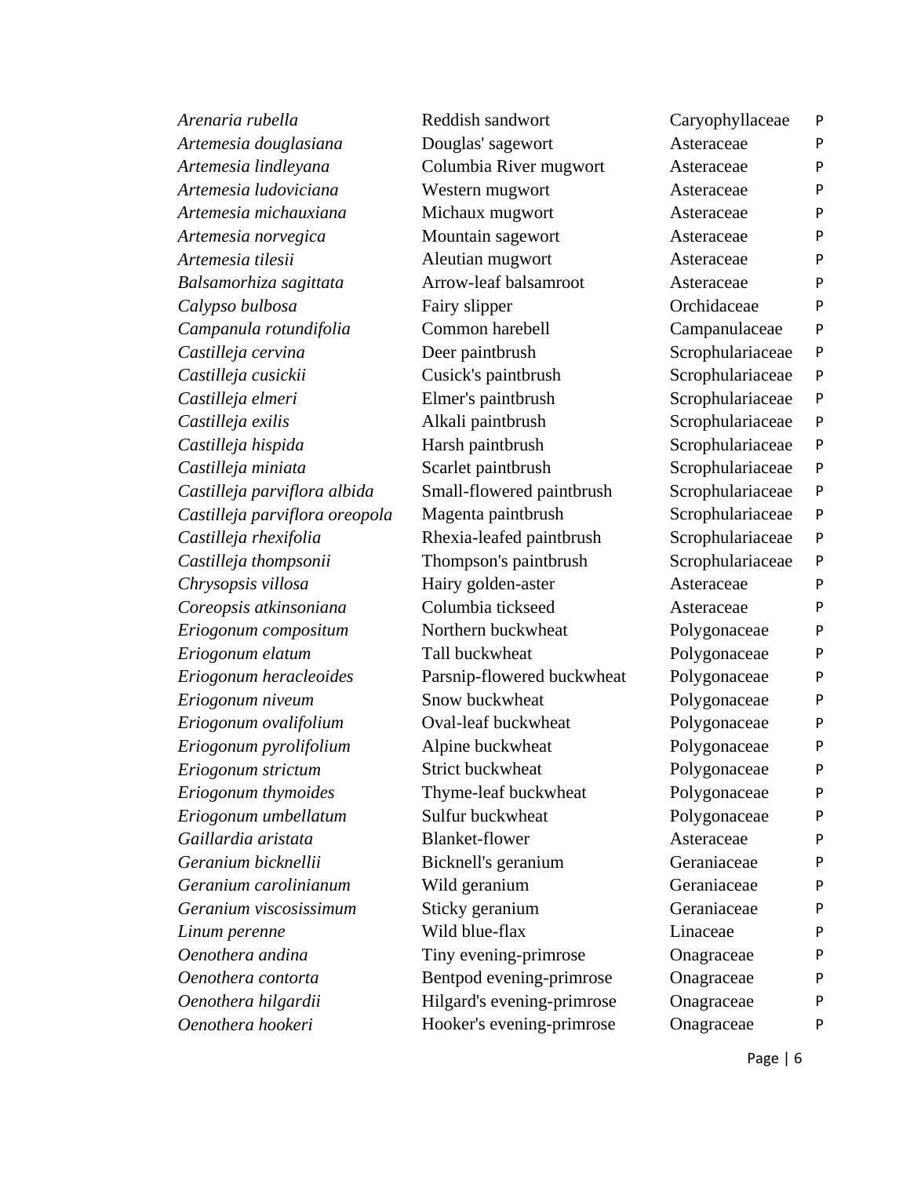| | | | |
|---|---|---|---|
| *Arenaria rubella* | Reddish sandwort | Caryophyllaceae | P |
| *Artemesia douglasiana* | Douglas' sagewort | Asteraceae | P |
| *Artemesia lindleyana* | Columbia River mugwort | Asteraceae | P |
| *Artemesia ludoviciana* | Western mugwort | Asteraceae | P |
| *Artemesia michauxiana* | Michaux mugwort | Asteraceae | P |
| *Artemesia norvegica* | Mountain sagewort | Asteraceae | P |
| *Artemesia tilesii* | Aleutian mugwort | Asteraceae | P |
| *Balsamorhiza sagittata* | Arrow-leaf balsamroot | Asteraceae | P |
| *Calypso bulbosa* | Fairy slipper | Orchidaceae | P |
| *Campanula rotundifolia* | Common harebell | Campanulaceae | P |
| *Castilleja cervina* | Deer paintbrush | Scrophulariaceae | P |
| *Castilleja cusickii* | Cusick's paintbrush | Scrophulariaceae | P |
| *Castilleja elmeri* | Elmer's paintbrush | Scrophulariaceae | P |
| *Castilleja exilis* | Alkali paintbrush | Scrophulariaceae | P |
| *Castilleja hispida* | Harsh paintbrush | Scrophulariaceae | P |
| *Castilleja miniata* | Scarlet paintbrush | Scrophulariaceae | P |
| *Castilleja parviflora albida* | Small-flowered paintbrush | Scrophulariaceae | P |
| *Castilleja parviflora oreopola* | Magenta paintbrush | Scrophulariaceae | P |
| *Castilleja rhexifolia* | Rhexia-leafed paintbrush | Scrophulariaceae | P |
| *Castilleja thompsonii* | Thompson's paintbrush | Scrophulariaceae | P |
| *Chrysopsis villosa* | Hairy golden-aster | Asteraceae | P |
| *Coreopsis atkinsoniana* | Columbia tickseed | Asteraceae | P |
| *Eriogonum compositum* | Northern buckwheat | Polygonaceae | P |
| *Eriogonum elatum* | Tall buckwheat | Polygonaceae | P |
| *Eriogonum heracleoides* | Parsnip-flowered buckwheat | Polygonaceae | P |
| *Eriogonum niveum* | Snow buckwheat | Polygonaceae | P |
| *Eriogonum ovalifolium* | Oval-leaf buckwheat | Polygonaceae | P |
| *Eriogonum pyrolifolium* | Alpine buckwheat | Polygonaceae | P |
| *Eriogonum strictum* | Strict buckwheat | Polygonaceae | P |
| *Eriogonum thymoides* | Thyme-leaf buckwheat | Polygonaceae | P |
| *Eriogonum umbellatum* | Sulfur buckwheat | Polygonaceae | P |
| *Gaillardia aristata* | Blanket-flower | Asteraceae | P |
| *Geranium bicknellii* | Bicknell's geranium | Geraniaceae | P |
| *Geranium carolinianum* | Wild geranium | Geraniaceae | P |
| *Geranium viscosissimum* | Sticky geranium | Geraniaceae | P |
| *Linum perenne* | Wild blue-flax | Linaceae | P |
| *Oenothera andina* | Tiny evening-primrose | Onagraceae | P |
| *Oenothera contorta* | Bentpod evening-primrose | Onagraceae | P |
| *Oenothera hilgardii* | Hilgard's evening-primrose | Onagraceae | P |
| *Oenothera hookeri* | Hooker's evening-primrose | Onagraceae | P |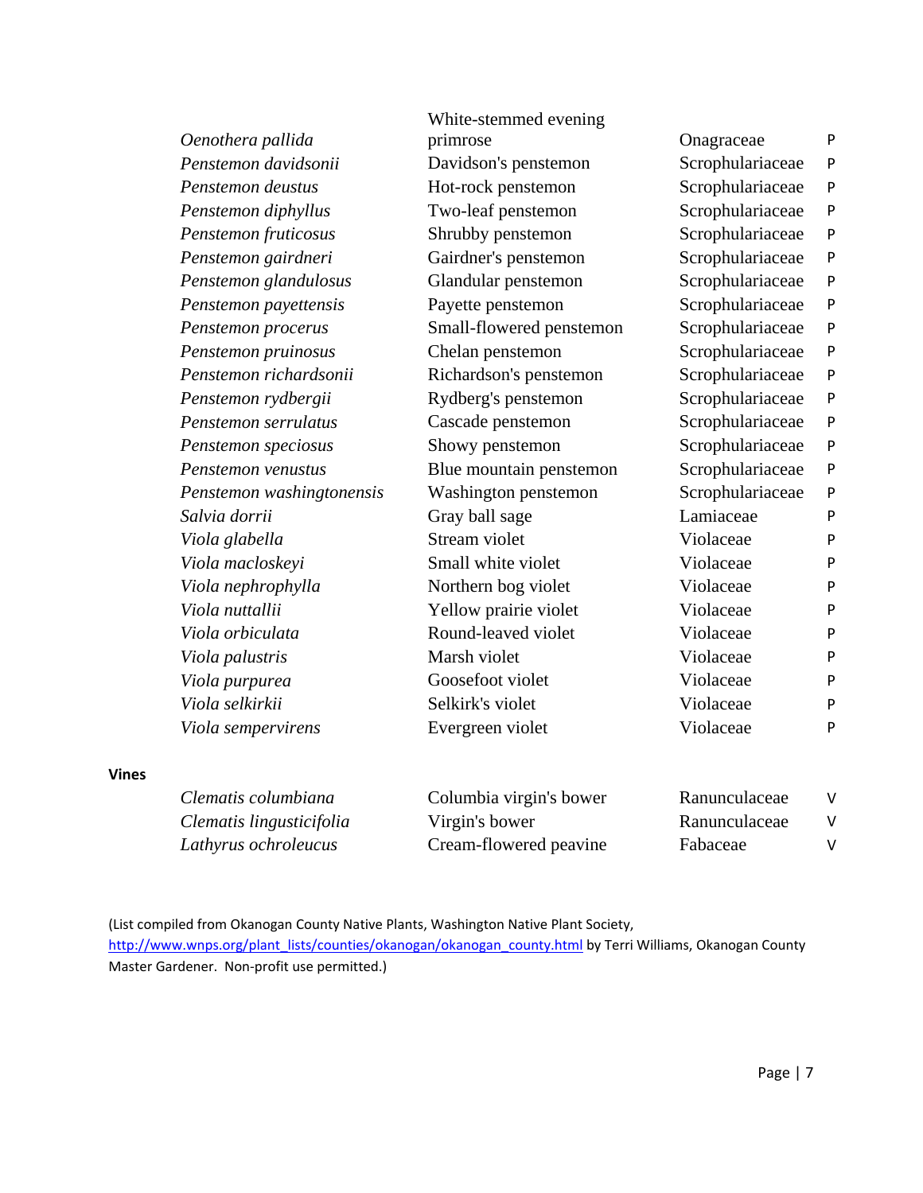| | | | |
|---|---|---|---|
| *Oenothera pallida* | White-stemmed evening primrose | Onagraceae | P |
| *Penstemon davidsonii* | Davidson's penstemon | Scrophulariaceae | P |
| *Penstemon deustus* | Hot-rock penstemon | Scrophulariaceae | P |
| *Penstemon diphyllus* | Two-leaf penstemon | Scrophulariaceae | P |
| *Penstemon fruticosus* | Shrubby penstemon | Scrophulariaceae | P |
| *Penstemon gairdneri* | Gairdner's penstemon | Scrophulariaceae | P |
| *Penstemon glandulosus* | Glandular penstemon | Scrophulariaceae | P |
| *Penstemon payettensis* | Payette penstemon | Scrophulariaceae | P |
| *Penstemon procerus* | Small-flowered penstemon | Scrophulariaceae | P |
| *Penstemon pruinosus* | Chelan penstemon | Scrophulariaceae | P |
| *Penstemon richardsonii* | Richardson's penstemon | Scrophulariaceae | P |
| *Penstemon rydbergii* | Rydberg's penstemon | Scrophulariaceae | P |
| *Penstemon serrulatus* | Cascade penstemon | Scrophulariaceae | P |
| *Penstemon speciosus* | Showy penstemon | Scrophulariaceae | P |
| *Penstemon venustus* | Blue mountain penstemon | Scrophulariaceae | P |
| *Penstemon washingtonensis* | Washington penstemon | Scrophulariaceae | P |
| *Salvia dorrii* | Gray ball sage | Lamiaceae | P |
| *Viola glabella* | Stream violet | Violaceae | P |
| *Viola macloskeyi* | Small white violet | Violaceae | P |
| *Viola nephrophylla* | Northern bog violet | Violaceae | P |
| *Viola nuttallii* | Yellow prairie violet | Violaceae | P |
| *Viola orbiculata* | Round-leaved violet | Violaceae | P |
| *Viola palustris* | Marsh violet | Violaceae | P |
| *Viola purpurea* | Goosefoot violet | Violaceae | P |
| *Viola selkirkii* | Selkirk's violet | Violaceae | P |
| *Viola sempervirens* | Evergreen violet | Violaceae | P |

**Vines**

| | | | |
|---|---|---|---|
| *Clematis columbiana* | Columbia virgin's bower | Ranunculaceae | V |
| *Clematis lingusticifolia* | Virgin's bower | Ranunculaceae | V |
| *Lathyrus ochroleucus* | Cream-flowered peavine | Fabaceae | V |

(List compiled from Okanogan County Native Plants, Washington Native Plant Society, http://www.wnps.org/plant_lists/counties/okanogan/okanogan_county.html by Terri Williams, Okanogan County Master Gardener. Non-profit use permitted.)